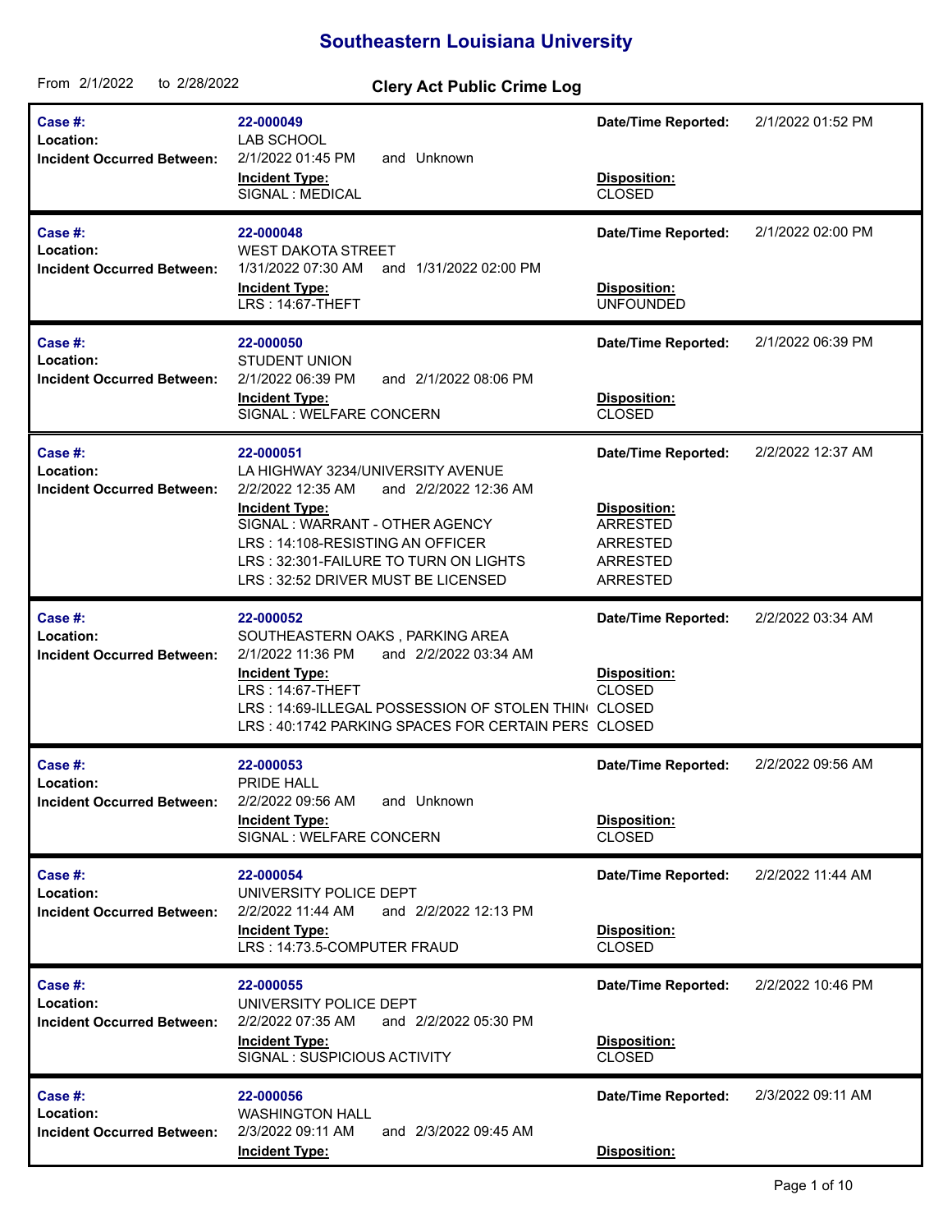# Southeastern Louisiana University

From 2/1/2022 to 2/28/2022

## Clery Act Public Crime Log

**Case #:** 22-000049
**Location:** LAB SCHOOL
**Incident Occurred Between:** 2/1/2022 01:45 PM and Unknown
**Date/Time Reported:** 2/1/2022 01:52 PM

| Incident Type: | Disposition: |
|---|---|
| SIGNAL : MEDICAL | CLOSED |

---

**Case #:** 22-000048
**Location:** WEST DAKOTA STREET
**Incident Occurred Between:** 1/31/2022 07:30 AM and 1/31/2022 02:00 PM
**Date/Time Reported:** 2/1/2022 02:00 PM

| Incident Type: | Disposition: |
|---|---|
| LRS : 14:67-THEFT | UNFOUNDED |

---

**Case #:** 22-000050
**Location:** STUDENT UNION
**Incident Occurred Between:** 2/1/2022 06:39 PM and 2/1/2022 08:06 PM
**Date/Time Reported:** 2/1/2022 06:39 PM

| Incident Type: | Disposition: |
|---|---|
| SIGNAL : WELFARE CONCERN | CLOSED |

---

**Case #:** 22-000051
**Location:** LA HIGHWAY 3234/UNIVERSITY AVENUE
**Incident Occurred Between:** 2/2/2022 12:35 AM and 2/2/2022 12:36 AM
**Date/Time Reported:** 2/2/2022 12:37 AM

| Incident Type: | Disposition: |
|---|---|
| SIGNAL : WARRANT - OTHER AGENCY | ARRESTED |
| LRS : 14:108-RESISTING AN OFFICER | ARRESTED |
| LRS : 32:301-FAILURE TO TURN ON LIGHTS | ARRESTED |
| LRS : 32:52 DRIVER MUST BE LICENSED | ARRESTED |

---

**Case #:** 22-000052
**Location:** SOUTHEASTERN OAKS , PARKING AREA
**Incident Occurred Between:** 2/1/2022 11:36 PM and 2/2/2022 03:34 AM
**Date/Time Reported:** 2/2/2022 03:34 AM

| Incident Type: | Disposition: |
|---|---|
| LRS : 14:67-THEFT | CLOSED |
| LRS : 14:69-ILLEGAL POSSESSION OF STOLEN THIN | CLOSED |
| LRS : 40:1742 PARKING SPACES FOR CERTAIN PERS | CLOSED |

---

**Case #:** 22-000053
**Location:** PRIDE HALL
**Incident Occurred Between:** 2/2/2022 09:56 AM and Unknown
**Date/Time Reported:** 2/2/2022 09:56 AM

| Incident Type: | Disposition: |
|---|---|
| SIGNAL : WELFARE CONCERN | CLOSED |

---

**Case #:** 22-000054
**Location:** UNIVERSITY POLICE DEPT
**Incident Occurred Between:** 2/2/2022 11:44 AM and 2/2/2022 12:13 PM
**Date/Time Reported:** 2/2/2022 11:44 AM

| Incident Type: | Disposition: |
|---|---|
| LRS : 14:73.5-COMPUTER FRAUD | CLOSED |

---

**Case #:** 22-000055
**Location:** UNIVERSITY POLICE DEPT
**Incident Occurred Between:** 2/2/2022 07:35 AM and 2/2/2022 05:30 PM
**Date/Time Reported:** 2/2/2022 10:46 PM

| Incident Type: | Disposition: |
|---|---|
| SIGNAL : SUSPICIOUS ACTIVITY | CLOSED |

---

**Case #:** 22-000056
**Location:** WASHINGTON HALL
**Incident Occurred Between:** 2/3/2022 09:11 AM and 2/3/2022 09:45 AM
**Date/Time Reported:** 2/3/2022 09:11 AM

| Incident Type: | Disposition: |
|---|---|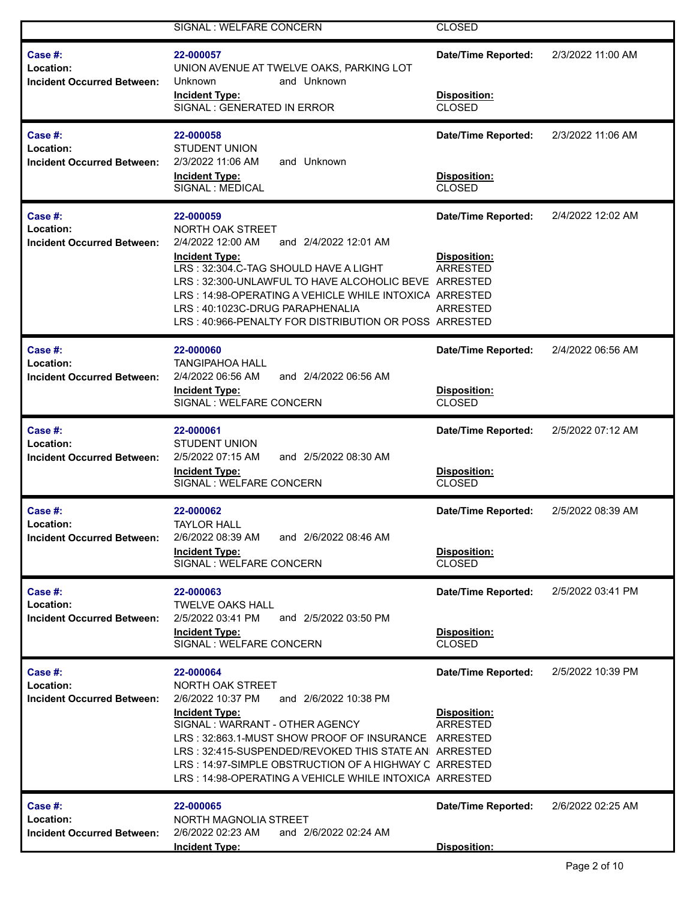| | SIGNAL : WELFARE CONCERN | CLOSED | |
|---|---|---|---|

| | | | |
|---|---|---|---|
| **Case #:** | **22-000057** | **Date/Time Reported:** | 2/3/2022 11:00 AM |
| **Location:** | UNION AVENUE AT TWELVE OAKS, PARKING LOT | | |
| **Incident Occurred Between:** | Unknown and Unknown | | |
| | **Incident Type:** | **Disposition:** | |
| | SIGNAL : GENERATED IN ERROR | CLOSED | |

| | | | |
|---|---|---|---|
| **Case #:** | **22-000058** | **Date/Time Reported:** | 2/3/2022 11:06 AM |
| **Location:** | STUDENT UNION | | |
| **Incident Occurred Between:** | 2/3/2022 11:06 AM and Unknown | | |
| | **Incident Type:** | **Disposition:** | |
| | SIGNAL : MEDICAL | CLOSED | |

| | | | |
|---|---|---|---|
| **Case #:** | **22-000059** | **Date/Time Reported:** | 2/4/2022 12:02 AM |
| **Location:** | NORTH OAK STREET | | |
| **Incident Occurred Between:** | 2/4/2022 12:00 AM and 2/4/2022 12:01 AM | | |
| | **Incident Type:** | **Disposition:** | |
| | LRS : 32:304.C-TAG SHOULD HAVE A LIGHT | ARRESTED | |
| | LRS : 32:300-UNLAWFUL TO HAVE ALCOHOLIC BEVE | ARRESTED | |
| | LRS : 14:98-OPERATING A VEHICLE WHILE INTOXICA | ARRESTED | |
| | LRS : 40:1023C-DRUG PARAPHENALIA | ARRESTED | |
| | LRS : 40:966-PENALTY FOR DISTRIBUTION OR POSS | ARRESTED | |

| | | | |
|---|---|---|---|
| **Case #:** | **22-000060** | **Date/Time Reported:** | 2/4/2022 06:56 AM |
| **Location:** | TANGIPAHOA HALL | | |
| **Incident Occurred Between:** | 2/4/2022 06:56 AM and 2/4/2022 06:56 AM | | |
| | **Incident Type:** | **Disposition:** | |
| | SIGNAL : WELFARE CONCERN | CLOSED | |

| | | | |
|---|---|---|---|
| **Case #:** | **22-000061** | **Date/Time Reported:** | 2/5/2022 07:12 AM |
| **Location:** | STUDENT UNION | | |
| **Incident Occurred Between:** | 2/5/2022 07:15 AM and 2/5/2022 08:30 AM | | |
| | **Incident Type:** | **Disposition:** | |
| | SIGNAL : WELFARE CONCERN | CLOSED | |

| | | | |
|---|---|---|---|
| **Case #:** | **22-000062** | **Date/Time Reported:** | 2/5/2022 08:39 AM |
| **Location:** | TAYLOR HALL | | |
| **Incident Occurred Between:** | 2/6/2022 08:39 AM and 2/6/2022 08:46 AM | | |
| | **Incident Type:** | **Disposition:** | |
| | SIGNAL : WELFARE CONCERN | CLOSED | |

| | | | |
|---|---|---|---|
| **Case #:** | **22-000063** | **Date/Time Reported:** | 2/5/2022 03:41 PM |
| **Location:** | TWELVE OAKS HALL | | |
| **Incident Occurred Between:** | 2/5/2022 03:41 PM and 2/5/2022 03:50 PM | | |
| | **Incident Type:** | **Disposition:** | |
| | SIGNAL : WELFARE CONCERN | CLOSED | |

| | | | |
|---|---|---|---|
| **Case #:** | **22-000064** | **Date/Time Reported:** | 2/5/2022 10:39 PM |
| **Location:** | NORTH OAK STREET | | |
| **Incident Occurred Between:** | 2/6/2022 10:37 PM and 2/6/2022 10:38 PM | | |
| | **Incident Type:** | **Disposition:** | |
| | SIGNAL : WARRANT - OTHER AGENCY | ARRESTED | |
| | LRS : 32:863.1-MUST SHOW PROOF OF INSURANCE | ARRESTED | |
| | LRS : 32:415-SUSPENDED/REVOKED THIS STATE AN | ARRESTED | |
| | LRS : 14:97-SIMPLE OBSTRUCTION OF A HIGHWAY C | ARRESTED | |
| | LRS : 14:98-OPERATING A VEHICLE WHILE INTOXICA | ARRESTED | |

| | | | |
|---|---|---|---|
| **Case #:** | **22-000065** | **Date/Time Reported:** | 2/6/2022 02:25 AM |
| **Location:** | NORTH MAGNOLIA STREET | | |
| **Incident Occurred Between:** | 2/6/2022 02:23 AM and 2/6/2022 02:24 AM | | |
| | **Incident Type:** | **Disposition:** | |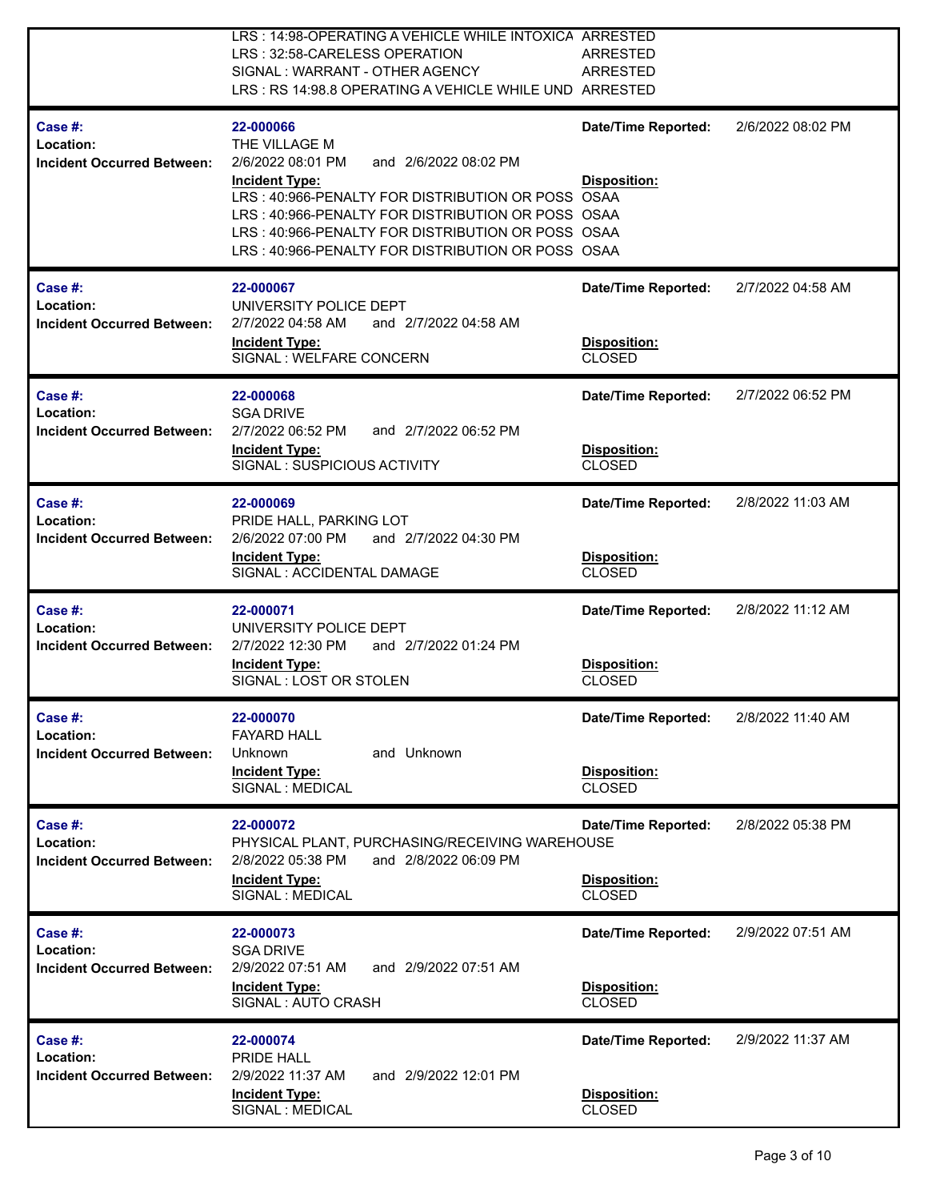| | | | |
|---|---|---|---|
| | LRS : 14:98-OPERATING A VEHICLE WHILE INTOXICA | ARRESTED | |
| | LRS : 32:58-CARELESS OPERATION | ARRESTED | |
| | SIGNAL : WARRANT - OTHER AGENCY | ARRESTED | |
| | LRS : RS 14:98.8 OPERATING A VEHICLE WHILE UND | ARRESTED | |

| | | | |
|---|---|---|---|
| **Case #:** | 22-000066 | **Date/Time Reported:** | 2/6/2022 08:02 PM |
| **Location:** | THE VILLAGE M | | |
| **Incident Occurred Between:** | 2/6/2022 08:01 PM and 2/6/2022 08:02 PM | | |
| | **Incident Type:** | **Disposition:** | |
| | LRS : 40:966-PENALTY FOR DISTRIBUTION OR POSS | OSAA | |
| | LRS : 40:966-PENALTY FOR DISTRIBUTION OR POSS | OSAA | |
| | LRS : 40:966-PENALTY FOR DISTRIBUTION OR POSS | OSAA | |
| | LRS : 40:966-PENALTY FOR DISTRIBUTION OR POSS | OSAA | |

| | | | |
|---|---|---|---|
| **Case #:** | 22-000067 | **Date/Time Reported:** | 2/7/2022 04:58 AM |
| **Location:** | UNIVERSITY POLICE DEPT | | |
| **Incident Occurred Between:** | 2/7/2022 04:58 AM and 2/7/2022 04:58 AM | | |
| | **Incident Type:** | **Disposition:** | |
| | SIGNAL : WELFARE CONCERN | CLOSED | |

| | | | |
|---|---|---|---|
| **Case #:** | 22-000068 | **Date/Time Reported:** | 2/7/2022 06:52 PM |
| **Location:** | SGA DRIVE | | |
| **Incident Occurred Between:** | 2/7/2022 06:52 PM and 2/7/2022 06:52 PM | | |
| | **Incident Type:** | **Disposition:** | |
| | SIGNAL : SUSPICIOUS ACTIVITY | CLOSED | |

| | | | |
|---|---|---|---|
| **Case #:** | 22-000069 | **Date/Time Reported:** | 2/8/2022 11:03 AM |
| **Location:** | PRIDE HALL, PARKING LOT | | |
| **Incident Occurred Between:** | 2/6/2022 07:00 PM and 2/7/2022 04:30 PM | | |
| | **Incident Type:** | **Disposition:** | |
| | SIGNAL : ACCIDENTAL DAMAGE | CLOSED | |

| | | | |
|---|---|---|---|
| **Case #:** | 22-000071 | **Date/Time Reported:** | 2/8/2022 11:12 AM |
| **Location:** | UNIVERSITY POLICE DEPT | | |
| **Incident Occurred Between:** | 2/7/2022 12:30 PM and 2/7/2022 01:24 PM | | |
| | **Incident Type:** | **Disposition:** | |
| | SIGNAL : LOST OR STOLEN | CLOSED | |

| | | | |
|---|---|---|---|
| **Case #:** | 22-000070 | **Date/Time Reported:** | 2/8/2022 11:40 AM |
| **Location:** | FAYARD HALL | | |
| **Incident Occurred Between:** | Unknown and Unknown | | |
| | **Incident Type:** | **Disposition:** | |
| | SIGNAL : MEDICAL | CLOSED | |

| | | | |
|---|---|---|---|
| **Case #:** | 22-000072 | **Date/Time Reported:** | 2/8/2022 05:38 PM |
| **Location:** | PHYSICAL PLANT, PURCHASING/RECEIVING WAREHOUSE | | |
| **Incident Occurred Between:** | 2/8/2022 05:38 PM and 2/8/2022 06:09 PM | | |
| | **Incident Type:** | **Disposition:** | |
| | SIGNAL : MEDICAL | CLOSED | |

| | | | |
|---|---|---|---|
| **Case #:** | 22-000073 | **Date/Time Reported:** | 2/9/2022 07:51 AM |
| **Location:** | SGA DRIVE | | |
| **Incident Occurred Between:** | 2/9/2022 07:51 AM and 2/9/2022 07:51 AM | | |
| | **Incident Type:** | **Disposition:** | |
| | SIGNAL : AUTO CRASH | CLOSED | |

| | | | |
|---|---|---|---|
| **Case #:** | 22-000074 | **Date/Time Reported:** | 2/9/2022 11:37 AM |
| **Location:** | PRIDE HALL | | |
| **Incident Occurred Between:** | 2/9/2022 11:37 AM and 2/9/2022 12:01 PM | | |
| | **Incident Type:** | **Disposition:** | |
| | SIGNAL : MEDICAL | CLOSED | |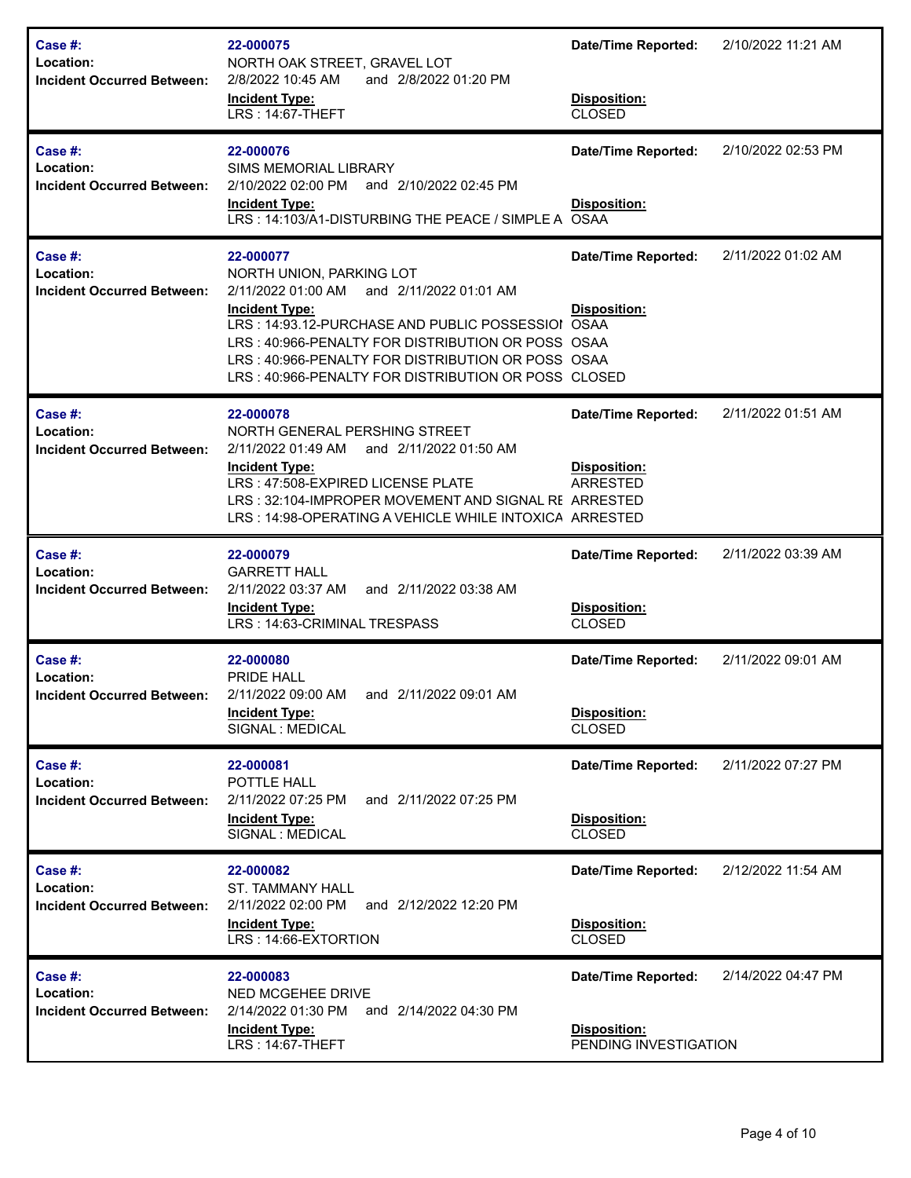| Field | Details |
|---|---|
| **Case #:** | 22-000075 |
| **Location:** | NORTH OAK STREET, GRAVEL LOT |
| **Incident Occurred Between:** | 2/8/2022 10:45 AM and 2/8/2022 01:20 PM |
| **Date/Time Reported:** | 2/10/2022 11:21 AM |

| Incident Type: | Disposition: |
|---|---|
| LRS : 14:67-THEFT | CLOSED |

---

| Field | Details |
|---|---|
| **Case #:** | 22-000076 |
| **Location:** | SIMS MEMORIAL LIBRARY |
| **Incident Occurred Between:** | 2/10/2022 02:00 PM and 2/10/2022 02:45 PM |
| **Date/Time Reported:** | 2/10/2022 02:53 PM |

| Incident Type: | Disposition: |
|---|---|
| LRS : 14:103/A1-DISTURBING THE PEACE / SIMPLE A | OSAA |

---

| Field | Details |
|---|---|
| **Case #:** | 22-000077 |
| **Location:** | NORTH UNION, PARKING LOT |
| **Incident Occurred Between:** | 2/11/2022 01:00 AM and 2/11/2022 01:01 AM |
| **Date/Time Reported:** | 2/11/2022 01:02 AM |

| Incident Type: | Disposition: |
|---|---|
| LRS : 14:93.12-PURCHASE AND PUBLIC POSSESSIOI | OSAA |
| LRS : 40:966-PENALTY FOR DISTRIBUTION OR POSS | OSAA |
| LRS : 40:966-PENALTY FOR DISTRIBUTION OR POSS | OSAA |
| LRS : 40:966-PENALTY FOR DISTRIBUTION OR POSS | CLOSED |

---

| Field | Details |
|---|---|
| **Case #:** | 22-000078 |
| **Location:** | NORTH GENERAL PERSHING STREET |
| **Incident Occurred Between:** | 2/11/2022 01:49 AM and 2/11/2022 01:50 AM |
| **Date/Time Reported:** | 2/11/2022 01:51 AM |

| Incident Type: | Disposition: |
|---|---|
| LRS : 47:508-EXPIRED LICENSE PLATE | ARRESTED |
| LRS : 32:104-IMPROPER MOVEMENT AND SIGNAL RE | ARRESTED |
| LRS : 14:98-OPERATING A VEHICLE WHILE INTOXICA | ARRESTED |

---

| Field | Details |
|---|---|
| **Case #:** | 22-000079 |
| **Location:** | GARRETT HALL |
| **Incident Occurred Between:** | 2/11/2022 03:37 AM and 2/11/2022 03:38 AM |
| **Date/Time Reported:** | 2/11/2022 03:39 AM |

| Incident Type: | Disposition: |
|---|---|
| LRS : 14:63-CRIMINAL TRESPASS | CLOSED |

---

| Field | Details |
|---|---|
| **Case #:** | 22-000080 |
| **Location:** | PRIDE HALL |
| **Incident Occurred Between:** | 2/11/2022 09:00 AM and 2/11/2022 09:01 AM |
| **Date/Time Reported:** | 2/11/2022 09:01 AM |

| Incident Type: | Disposition: |
|---|---|
| SIGNAL : MEDICAL | CLOSED |

---

| Field | Details |
|---|---|
| **Case #:** | 22-000081 |
| **Location:** | POTTLE HALL |
| **Incident Occurred Between:** | 2/11/2022 07:25 PM and 2/11/2022 07:25 PM |
| **Date/Time Reported:** | 2/11/2022 07:27 PM |

| Incident Type: | Disposition: |
|---|---|
| SIGNAL : MEDICAL | CLOSED |

---

| Field | Details |
|---|---|
| **Case #:** | 22-000082 |
| **Location:** | ST. TAMMANY HALL |
| **Incident Occurred Between:** | 2/11/2022 02:00 PM and 2/12/2022 12:20 PM |
| **Date/Time Reported:** | 2/12/2022 11:54 AM |

| Incident Type: | Disposition: |
|---|---|
| LRS : 14:66-EXTORTION | CLOSED |

---

| Field | Details |
|---|---|
| **Case #:** | 22-000083 |
| **Location:** | NED MCGEHEE DRIVE |
| **Incident Occurred Between:** | 2/14/2022 01:30 PM and 2/14/2022 04:30 PM |
| **Date/Time Reported:** | 2/14/2022 04:47 PM |

| Incident Type: | Disposition: |
|---|---|
| LRS : 14:67-THEFT | PENDING INVESTIGATION |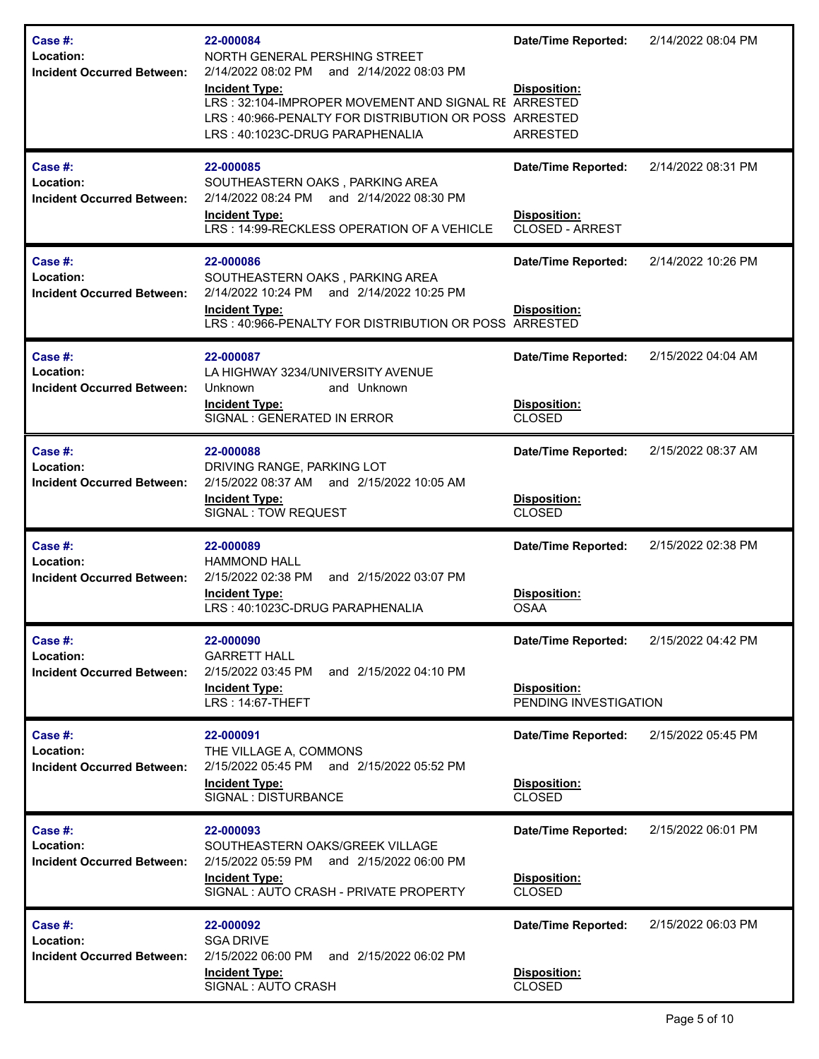| Field | Details | Field | Details |
|---|---|---|---|
| **Case #:** | 22-000084 | **Date/Time Reported:** | 2/14/2022 08:04 PM |
| **Location:** | NORTH GENERAL PERSHING STREET | | |
| **Incident Occurred Between:** | 2/14/2022 08:02 PM and 2/14/2022 08:03 PM | | |
| | **Incident Type:** | **Disposition:** | |
| | LRS : 32:104-IMPROPER MOVEMENT AND SIGNAL RE | ARRESTED | |
| | LRS : 40:966-PENALTY FOR DISTRIBUTION OR POSS | ARRESTED | |
| | LRS : 40:1023C-DRUG PARAPHENALIA | ARRESTED | |

| Field | Details | Field | Details |
|---|---|---|---|
| **Case #:** | 22-000085 | **Date/Time Reported:** | 2/14/2022 08:31 PM |
| **Location:** | SOUTHEASTERN OAKS , PARKING AREA | | |
| **Incident Occurred Between:** | 2/14/2022 08:24 PM and 2/14/2022 08:30 PM | | |
| | **Incident Type:** | **Disposition:** | |
| | LRS : 14:99-RECKLESS OPERATION OF A VEHICLE | CLOSED - ARREST | |

| Field | Details | Field | Details |
|---|---|---|---|
| **Case #:** | 22-000086 | **Date/Time Reported:** | 2/14/2022 10:26 PM |
| **Location:** | SOUTHEASTERN OAKS , PARKING AREA | | |
| **Incident Occurred Between:** | 2/14/2022 10:24 PM and 2/14/2022 10:25 PM | | |
| | **Incident Type:** | **Disposition:** | |
| | LRS : 40:966-PENALTY FOR DISTRIBUTION OR POSS | ARRESTED | |

| Field | Details | Field | Details |
|---|---|---|---|
| **Case #:** | 22-000087 | **Date/Time Reported:** | 2/15/2022 04:04 AM |
| **Location:** | LA HIGHWAY 3234/UNIVERSITY AVENUE | | |
| **Incident Occurred Between:** | Unknown and Unknown | | |
| | **Incident Type:** | **Disposition:** | |
| | SIGNAL : GENERATED IN ERROR | CLOSED | |

| Field | Details | Field | Details |
|---|---|---|---|
| **Case #:** | 22-000088 | **Date/Time Reported:** | 2/15/2022 08:37 AM |
| **Location:** | DRIVING RANGE, PARKING LOT | | |
| **Incident Occurred Between:** | 2/15/2022 08:37 AM and 2/15/2022 10:05 AM | | |
| | **Incident Type:** | **Disposition:** | |
| | SIGNAL : TOW REQUEST | CLOSED | |

| Field | Details | Field | Details |
|---|---|---|---|
| **Case #:** | 22-000089 | **Date/Time Reported:** | 2/15/2022 02:38 PM |
| **Location:** | HAMMOND HALL | | |
| **Incident Occurred Between:** | 2/15/2022 02:38 PM and 2/15/2022 03:07 PM | | |
| | **Incident Type:** | **Disposition:** | |
| | LRS : 40:1023C-DRUG PARAPHENALIA | OSAA | |

| Field | Details | Field | Details |
|---|---|---|---|
| **Case #:** | 22-000090 | **Date/Time Reported:** | 2/15/2022 04:42 PM |
| **Location:** | GARRETT HALL | | |
| **Incident Occurred Between:** | 2/15/2022 03:45 PM and 2/15/2022 04:10 PM | | |
| | **Incident Type:** | **Disposition:** | |
| | LRS : 14:67-THEFT | PENDING INVESTIGATION | |

| Field | Details | Field | Details |
|---|---|---|---|
| **Case #:** | 22-000091 | **Date/Time Reported:** | 2/15/2022 05:45 PM |
| **Location:** | THE VILLAGE A, COMMONS | | |
| **Incident Occurred Between:** | 2/15/2022 05:45 PM and 2/15/2022 05:52 PM | | |
| | **Incident Type:** | **Disposition:** | |
| | SIGNAL : DISTURBANCE | CLOSED | |

| Field | Details | Field | Details |
|---|---|---|---|
| **Case #:** | 22-000093 | **Date/Time Reported:** | 2/15/2022 06:01 PM |
| **Location:** | SOUTHEASTERN OAKS/GREEK VILLAGE | | |
| **Incident Occurred Between:** | 2/15/2022 05:59 PM and 2/15/2022 06:00 PM | | |
| | **Incident Type:** | **Disposition:** | |
| | SIGNAL : AUTO CRASH - PRIVATE PROPERTY | CLOSED | |

| Field | Details | Field | Details |
|---|---|---|---|
| **Case #:** | 22-000092 | **Date/Time Reported:** | 2/15/2022 06:03 PM |
| **Location:** | SGA DRIVE | | |
| **Incident Occurred Between:** | 2/15/2022 06:00 PM and 2/15/2022 06:02 PM | | |
| | **Incident Type:** | **Disposition:** | |
| | SIGNAL : AUTO CRASH | CLOSED | |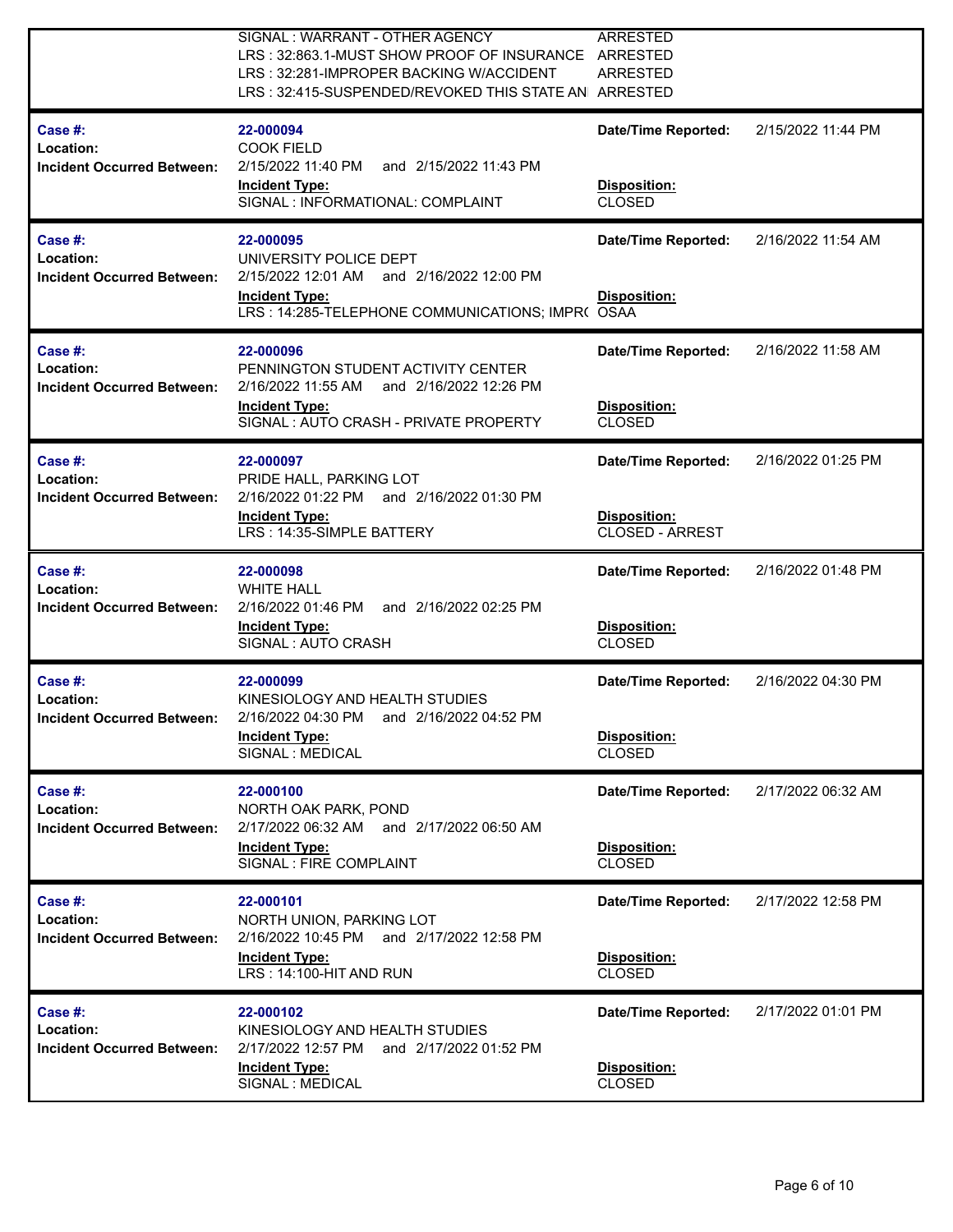| | | | |
|---|---|---|---|
| | SIGNAL : WARRANT - OTHER AGENCY | ARRESTED | |
| | LRS : 32:863.1-MUST SHOW PROOF OF INSURANCE | ARRESTED | |
| | LRS : 32:281-IMPROPER BACKING W/ACCIDENT | ARRESTED | |
| | LRS : 32:415-SUSPENDED/REVOKED THIS STATE AN | ARRESTED | |

| | | | |
|---|---|---|---|
| **Case #:** | **22-000094** | **Date/Time Reported:** | 2/15/2022 11:44 PM |
| **Location:** | COOK FIELD | | |
| **Incident Occurred Between:** | 2/15/2022 11:40 PM and 2/15/2022 11:43 PM | | |
| | **Incident Type:** | **Disposition:** | |
| | SIGNAL : INFORMATIONAL: COMPLAINT | CLOSED | |

| | | | |
|---|---|---|---|
| **Case #:** | **22-000095** | **Date/Time Reported:** | 2/16/2022 11:54 AM |
| **Location:** | UNIVERSITY POLICE DEPT | | |
| **Incident Occurred Between:** | 2/15/2022 12:01 AM and 2/16/2022 12:00 PM | | |
| | **Incident Type:** | **Disposition:** | |
| | LRS : 14:285-TELEPHONE COMMUNICATIONS; IMPR( | OSAA | |

| | | | |
|---|---|---|---|
| **Case #:** | **22-000096** | **Date/Time Reported:** | 2/16/2022 11:58 AM |
| **Location:** | PENNINGTON STUDENT ACTIVITY CENTER | | |
| **Incident Occurred Between:** | 2/16/2022 11:55 AM and 2/16/2022 12:26 PM | | |
| | **Incident Type:** | **Disposition:** | |
| | SIGNAL : AUTO CRASH - PRIVATE PROPERTY | CLOSED | |

| | | | |
|---|---|---|---|
| **Case #:** | **22-000097** | **Date/Time Reported:** | 2/16/2022 01:25 PM |
| **Location:** | PRIDE HALL, PARKING LOT | | |
| **Incident Occurred Between:** | 2/16/2022 01:22 PM and 2/16/2022 01:30 PM | | |
| | **Incident Type:** | **Disposition:** | |
| | LRS : 14:35-SIMPLE BATTERY | CLOSED - ARREST | |

| | | | |
|---|---|---|---|
| **Case #:** | **22-000098** | **Date/Time Reported:** | 2/16/2022 01:48 PM |
| **Location:** | WHITE HALL | | |
| **Incident Occurred Between:** | 2/16/2022 01:46 PM and 2/16/2022 02:25 PM | | |
| | **Incident Type:** | **Disposition:** | |
| | SIGNAL : AUTO CRASH | CLOSED | |

| | | | |
|---|---|---|---|
| **Case #:** | **22-000099** | **Date/Time Reported:** | 2/16/2022 04:30 PM |
| **Location:** | KINESIOLOGY AND HEALTH STUDIES | | |
| **Incident Occurred Between:** | 2/16/2022 04:30 PM and 2/16/2022 04:52 PM | | |
| | **Incident Type:** | **Disposition:** | |
| | SIGNAL : MEDICAL | CLOSED | |

| | | | |
|---|---|---|---|
| **Case #:** | **22-000100** | **Date/Time Reported:** | 2/17/2022 06:32 AM |
| **Location:** | NORTH OAK PARK, POND | | |
| **Incident Occurred Between:** | 2/17/2022 06:32 AM and 2/17/2022 06:50 AM | | |
| | **Incident Type:** | **Disposition:** | |
| | SIGNAL : FIRE COMPLAINT | CLOSED | |

| | | | |
|---|---|---|---|
| **Case #:** | **22-000101** | **Date/Time Reported:** | 2/17/2022 12:58 PM |
| **Location:** | NORTH UNION, PARKING LOT | | |
| **Incident Occurred Between:** | 2/16/2022 10:45 PM and 2/17/2022 12:58 PM | | |
| | **Incident Type:** | **Disposition:** | |
| | LRS : 14:100-HIT AND RUN | CLOSED | |

| | | | |
|---|---|---|---|
| **Case #:** | **22-000102** | **Date/Time Reported:** | 2/17/2022 01:01 PM |
| **Location:** | KINESIOLOGY AND HEALTH STUDIES | | |
| **Incident Occurred Between:** | 2/17/2022 12:57 PM and 2/17/2022 01:52 PM | | |
| | **Incident Type:** | **Disposition:** | |
| | SIGNAL : MEDICAL | CLOSED | |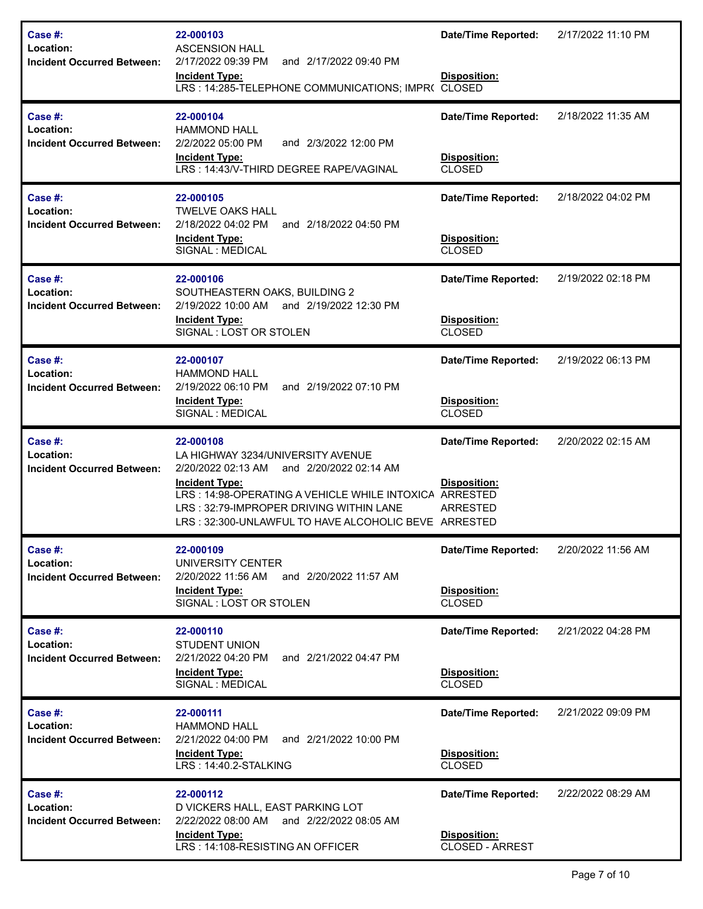| Case #: | 22-000103 | Date/Time Reported: | 2/17/2022 11:10 PM |
|---|---|---|---|
| Location: | ASCENSION HALL | | |
| Incident Occurred Between: | 2/17/2022 09:39 PM and 2/17/2022 09:40 PM | | |
| | **Incident Type:** | **Disposition:** | |
| | LRS : 14:285-TELEPHONE COMMUNICATIONS; IMPR( | CLOSED | |

| Case #: | 22-000104 | Date/Time Reported: | 2/18/2022 11:35 AM |
|---|---|---|---|
| Location: | HAMMOND HALL | | |
| Incident Occurred Between: | 2/2/2022 05:00 PM and 2/3/2022 12:00 PM | | |
| | **Incident Type:** | **Disposition:** | |
| | LRS : 14:43/V-THIRD DEGREE RAPE/VAGINAL | CLOSED | |

| Case #: | 22-000105 | Date/Time Reported: | 2/18/2022 04:02 PM |
|---|---|---|---|
| Location: | TWELVE OAKS HALL | | |
| Incident Occurred Between: | 2/18/2022 04:02 PM and 2/18/2022 04:50 PM | | |
| | **Incident Type:** | **Disposition:** | |
| | SIGNAL : MEDICAL | CLOSED | |

| Case #: | 22-000106 | Date/Time Reported: | 2/19/2022 02:18 PM |
|---|---|---|---|
| Location: | SOUTHEASTERN OAKS, BUILDING 2 | | |
| Incident Occurred Between: | 2/19/2022 10:00 AM and 2/19/2022 12:30 PM | | |
| | **Incident Type:** | **Disposition:** | |
| | SIGNAL : LOST OR STOLEN | CLOSED | |

| Case #: | 22-000107 | Date/Time Reported: | 2/19/2022 06:13 PM |
|---|---|---|---|
| Location: | HAMMOND HALL | | |
| Incident Occurred Between: | 2/19/2022 06:10 PM and 2/19/2022 07:10 PM | | |
| | **Incident Type:** | **Disposition:** | |
| | SIGNAL : MEDICAL | CLOSED | |

| Case #: | 22-000108 | Date/Time Reported: | 2/20/2022 02:15 AM |
|---|---|---|---|
| Location: | LA HIGHWAY 3234/UNIVERSITY AVENUE | | |
| Incident Occurred Between: | 2/20/2022 02:13 AM and 2/20/2022 02:14 AM | | |
| | **Incident Type:** | **Disposition:** | |
| | LRS : 14:98-OPERATING A VEHICLE WHILE INTOXICA | ARRESTED | |
| | LRS : 32:79-IMPROPER DRIVING WITHIN LANE | ARRESTED | |
| | LRS : 32:300-UNLAWFUL TO HAVE ALCOHOLIC BEVE | ARRESTED | |

| Case #: | 22-000109 | Date/Time Reported: | 2/20/2022 11:56 AM |
|---|---|---|---|
| Location: | UNIVERSITY CENTER | | |
| Incident Occurred Between: | 2/20/2022 11:56 AM and 2/20/2022 11:57 AM | | |
| | **Incident Type:** | **Disposition:** | |
| | SIGNAL : LOST OR STOLEN | CLOSED | |

| Case #: | 22-000110 | Date/Time Reported: | 2/21/2022 04:28 PM |
|---|---|---|---|
| Location: | STUDENT UNION | | |
| Incident Occurred Between: | 2/21/2022 04:20 PM and 2/21/2022 04:47 PM | | |
| | **Incident Type:** | **Disposition:** | |
| | SIGNAL : MEDICAL | CLOSED | |

| Case #: | 22-000111 | Date/Time Reported: | 2/21/2022 09:09 PM |
|---|---|---|---|
| Location: | HAMMOND HALL | | |
| Incident Occurred Between: | 2/21/2022 04:00 PM and 2/21/2022 10:00 PM | | |
| | **Incident Type:** | **Disposition:** | |
| | LRS : 14:40.2-STALKING | CLOSED | |

| Case #: | 22-000112 | Date/Time Reported: | 2/22/2022 08:29 AM |
|---|---|---|---|
| Location: | D VICKERS HALL, EAST PARKING LOT | | |
| Incident Occurred Between: | 2/22/2022 08:00 AM and 2/22/2022 08:05 AM | | |
| | **Incident Type:** | **Disposition:** | |
| | LRS : 14:108-RESISTING AN OFFICER | CLOSED - ARREST | |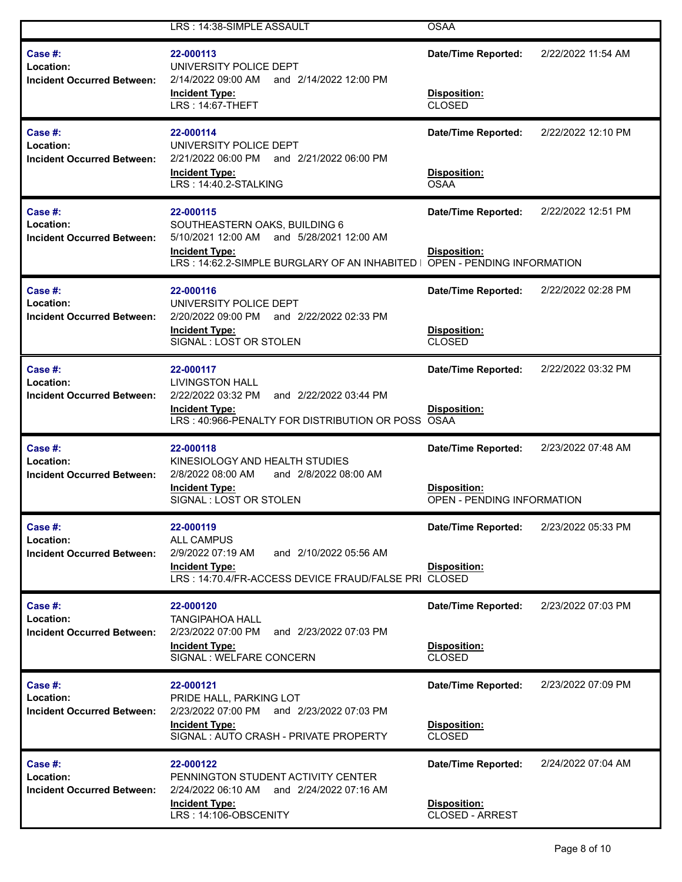| | | | |
|---|---|---|---|
| | LRS : 14:38-SIMPLE ASSAULT | OSAA | |

| | | | |
|---|---|---|---|
| **Case #:** | **22-000113** | **Date/Time Reported:** | 2/22/2022 11:54 AM |
| **Location:** | UNIVERSITY POLICE DEPT | | |
| **Incident Occurred Between:** | 2/14/2022 09:00 AM and 2/14/2022 12:00 PM | | |
| | **Incident Type:** | **Disposition:** | |
| | LRS : 14:67-THEFT | CLOSED | |

| | | | |
|---|---|---|---|
| **Case #:** | **22-000114** | **Date/Time Reported:** | 2/22/2022 12:10 PM |
| **Location:** | UNIVERSITY POLICE DEPT | | |
| **Incident Occurred Between:** | 2/21/2022 06:00 PM and 2/21/2022 06:00 PM | | |
| | **Incident Type:** | **Disposition:** | |
| | LRS : 14:40.2-STALKING | OSAA | |

| | | | |
|---|---|---|---|
| **Case #:** | **22-000115** | **Date/Time Reported:** | 2/22/2022 12:51 PM |
| **Location:** | SOUTHEASTERN OAKS, BUILDING 6 | | |
| **Incident Occurred Between:** | 5/10/2021 12:00 AM and 5/28/2021 12:00 AM | | |
| | **Incident Type:** | **Disposition:** | |
| | LRS : 14:62.2-SIMPLE BURGLARY OF AN INHABITED | OPEN - PENDING INFORMATION | |

| | | | |
|---|---|---|---|
| **Case #:** | **22-000116** | **Date/Time Reported:** | 2/22/2022 02:28 PM |
| **Location:** | UNIVERSITY POLICE DEPT | | |
| **Incident Occurred Between:** | 2/20/2022 09:00 PM and 2/22/2022 02:33 PM | | |
| | **Incident Type:** | **Disposition:** | |
| | SIGNAL : LOST OR STOLEN | CLOSED | |

| | | | |
|---|---|---|---|
| **Case #:** | **22-000117** | **Date/Time Reported:** | 2/22/2022 03:32 PM |
| **Location:** | LIVINGSTON HALL | | |
| **Incident Occurred Between:** | 2/22/2022 03:32 PM and 2/22/2022 03:44 PM | | |
| | **Incident Type:** | **Disposition:** | |
| | LRS : 40:966-PENALTY FOR DISTRIBUTION OR POSS | OSAA | |

| | | | |
|---|---|---|---|
| **Case #:** | **22-000118** | **Date/Time Reported:** | 2/23/2022 07:48 AM |
| **Location:** | KINESIOLOGY AND HEALTH STUDIES | | |
| **Incident Occurred Between:** | 2/8/2022 08:00 AM and 2/8/2022 08:00 AM | | |
| | **Incident Type:** | **Disposition:** | |
| | SIGNAL : LOST OR STOLEN | OPEN - PENDING INFORMATION | |

| | | | |
|---|---|---|---|
| **Case #:** | **22-000119** | **Date/Time Reported:** | 2/23/2022 05:33 PM |
| **Location:** | ALL CAMPUS | | |
| **Incident Occurred Between:** | 2/9/2022 07:19 AM and 2/10/2022 05:56 AM | | |
| | **Incident Type:** | **Disposition:** | |
| | LRS : 14:70.4/FR-ACCESS DEVICE FRAUD/FALSE PRI | CLOSED | |

| | | | |
|---|---|---|---|
| **Case #:** | **22-000120** | **Date/Time Reported:** | 2/23/2022 07:03 PM |
| **Location:** | TANGIPAHOA HALL | | |
| **Incident Occurred Between:** | 2/23/2022 07:00 PM and 2/23/2022 07:03 PM | | |
| | **Incident Type:** | **Disposition:** | |
| | SIGNAL : WELFARE CONCERN | CLOSED | |

| | | | |
|---|---|---|---|
| **Case #:** | **22-000121** | **Date/Time Reported:** | 2/23/2022 07:09 PM |
| **Location:** | PRIDE HALL, PARKING LOT | | |
| **Incident Occurred Between:** | 2/23/2022 07:00 PM and 2/23/2022 07:03 PM | | |
| | **Incident Type:** | **Disposition:** | |
| | SIGNAL : AUTO CRASH - PRIVATE PROPERTY | CLOSED | |

| | | | |
|---|---|---|---|
| **Case #:** | **22-000122** | **Date/Time Reported:** | 2/24/2022 07:04 AM |
| **Location:** | PENNINGTON STUDENT ACTIVITY CENTER | | |
| **Incident Occurred Between:** | 2/24/2022 06:10 AM and 2/24/2022 07:16 AM | | |
| | **Incident Type:** | **Disposition:** | |
| | LRS : 14:106-OBSCENITY | CLOSED - ARREST | |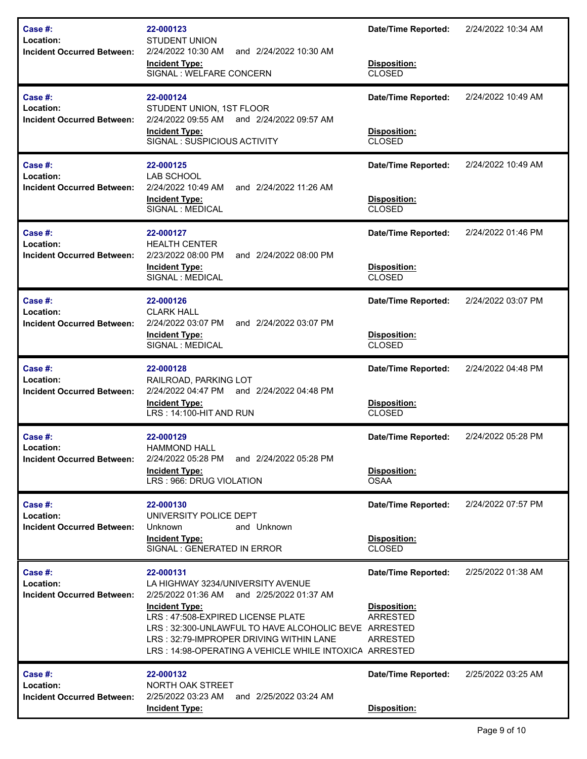| | | | |
|---|---|---|---|
| **Case #:** | **22-000123** | **Date/Time Reported:** | 2/24/2022 10:34 AM |
| **Location:** | STUDENT UNION | | |
| **Incident Occurred Between:** | 2/24/2022 10:30 AM and 2/24/2022 10:30 AM | | |
| | **Incident Type:** | **Disposition:** | |
| | SIGNAL : WELFARE CONCERN | CLOSED | |

| | | | |
|---|---|---|---|
| **Case #:** | **22-000124** | **Date/Time Reported:** | 2/24/2022 10:49 AM |
| **Location:** | STUDENT UNION, 1ST FLOOR | | |
| **Incident Occurred Between:** | 2/24/2022 09:55 AM and 2/24/2022 09:57 AM | | |
| | **Incident Type:** | **Disposition:** | |
| | SIGNAL : SUSPICIOUS ACTIVITY | CLOSED | |

| | | | |
|---|---|---|---|
| **Case #:** | **22-000125** | **Date/Time Reported:** | 2/24/2022 10:49 AM |
| **Location:** | LAB SCHOOL | | |
| **Incident Occurred Between:** | 2/24/2022 10:49 AM and 2/24/2022 11:26 AM | | |
| | **Incident Type:** | **Disposition:** | |
| | SIGNAL : MEDICAL | CLOSED | |

| | | | |
|---|---|---|---|
| **Case #:** | **22-000127** | **Date/Time Reported:** | 2/24/2022 01:46 PM |
| **Location:** | HEALTH CENTER | | |
| **Incident Occurred Between:** | 2/23/2022 08:00 PM and 2/24/2022 08:00 PM | | |
| | **Incident Type:** | **Disposition:** | |
| | SIGNAL : MEDICAL | CLOSED | |

| | | | |
|---|---|---|---|
| **Case #:** | **22-000126** | **Date/Time Reported:** | 2/24/2022 03:07 PM |
| **Location:** | CLARK HALL | | |
| **Incident Occurred Between:** | 2/24/2022 03:07 PM and 2/24/2022 03:07 PM | | |
| | **Incident Type:** | **Disposition:** | |
| | SIGNAL : MEDICAL | CLOSED | |

| | | | |
|---|---|---|---|
| **Case #:** | **22-000128** | **Date/Time Reported:** | 2/24/2022 04:48 PM |
| **Location:** | RAILROAD, PARKING LOT | | |
| **Incident Occurred Between:** | 2/24/2022 04:47 PM and 2/24/2022 04:48 PM | | |
| | **Incident Type:** | **Disposition:** | |
| | LRS : 14:100-HIT AND RUN | CLOSED | |

| | | | |
|---|---|---|---|
| **Case #:** | **22-000129** | **Date/Time Reported:** | 2/24/2022 05:28 PM |
| **Location:** | HAMMOND HALL | | |
| **Incident Occurred Between:** | 2/24/2022 05:28 PM and 2/24/2022 05:28 PM | | |
| | **Incident Type:** | **Disposition:** | |
| | LRS : 966: DRUG VIOLATION | OSAA | |

| | | | |
|---|---|---|---|
| **Case #:** | **22-000130** | **Date/Time Reported:** | 2/24/2022 07:57 PM |
| **Location:** | UNIVERSITY POLICE DEPT | | |
| **Incident Occurred Between:** | Unknown and Unknown | | |
| | **Incident Type:** | **Disposition:** | |
| | SIGNAL : GENERATED IN ERROR | CLOSED | |

| | | | |
|---|---|---|---|
| **Case #:** | **22-000131** | **Date/Time Reported:** | 2/25/2022 01:38 AM |
| **Location:** | LA HIGHWAY 3234/UNIVERSITY AVENUE | | |
| **Incident Occurred Between:** | 2/25/2022 01:36 AM and 2/25/2022 01:37 AM | | |
| | **Incident Type:** | **Disposition:** | |
| | LRS : 47:508-EXPIRED LICENSE PLATE | ARRESTED | |
| | LRS : 32:300-UNLAWFUL TO HAVE ALCOHOLIC BEVE | ARRESTED | |
| | LRS : 32:79-IMPROPER DRIVING WITHIN LANE | ARRESTED | |
| | LRS : 14:98-OPERATING A VEHICLE WHILE INTOXICA | ARRESTED | |

| | | | |
|---|---|---|---|
| **Case #:** | **22-000132** | **Date/Time Reported:** | 2/25/2022 03:25 AM |
| **Location:** | NORTH OAK STREET | | |
| **Incident Occurred Between:** | 2/25/2022 03:23 AM and 2/25/2022 03:24 AM | | |
| | **Incident Type:** | **Disposition:** | |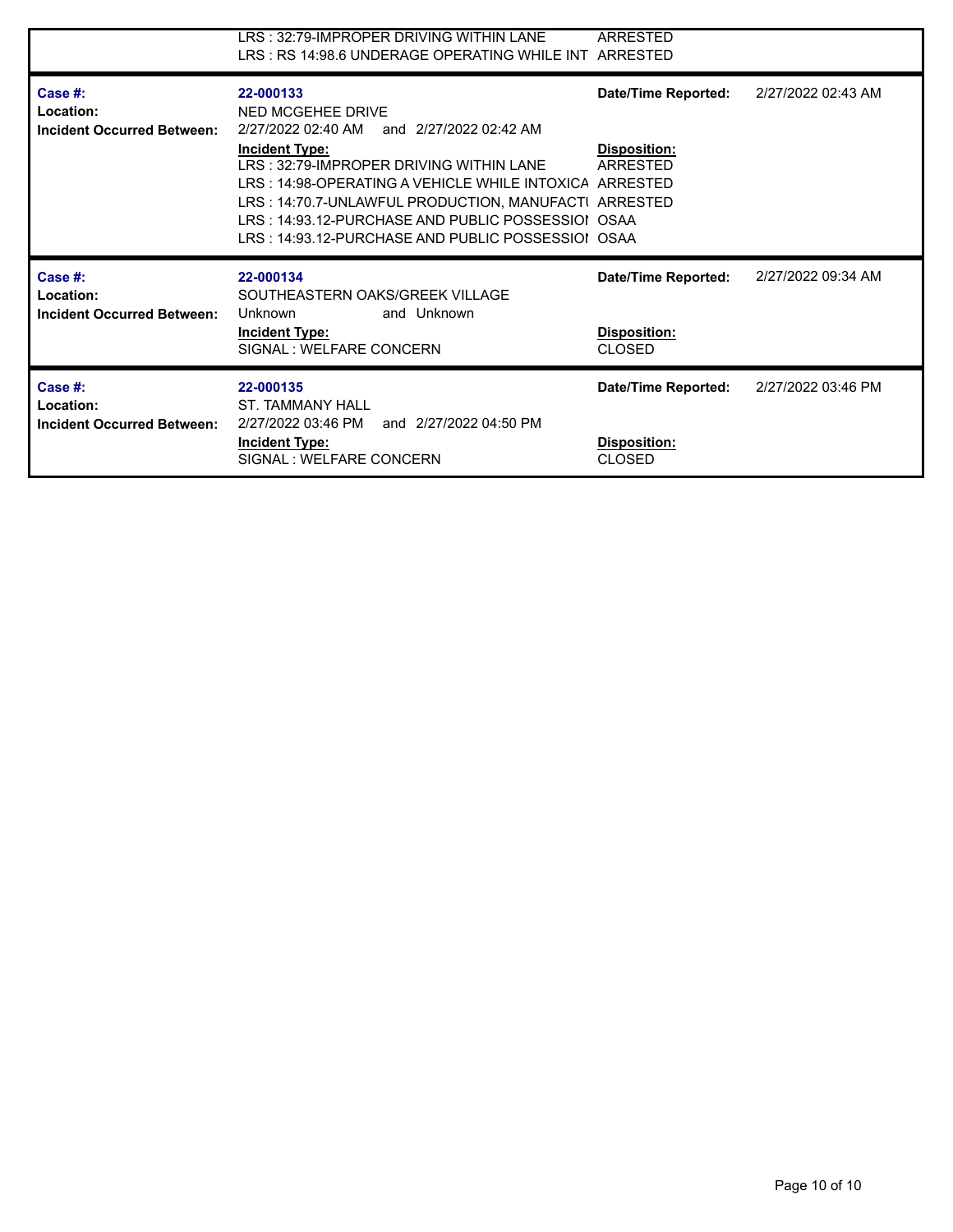| | | | |
|---|---|---|---|
| | LRS : 32:79-IMPROPER DRIVING WITHIN LANE | ARRESTED | |
| | LRS : RS 14:98.6 UNDERAGE OPERATING WHILE INT | ARRESTED | |

| | | | |
|---|---|---|---|
| **Case #:** | **22-000133** | **Date/Time Reported:** | 2/27/2022 02:43 AM |
| **Location:** | NED MCGEHEE DRIVE | | |
| **Incident Occurred Between:** | 2/27/2022 02:40 AM and 2/27/2022 02:42 AM | | |
| | **Incident Type:** | **Disposition:** | |
| | LRS : 32:79-IMPROPER DRIVING WITHIN LANE | ARRESTED | |
| | LRS : 14:98-OPERATING A VEHICLE WHILE INTOXICA | ARRESTED | |
| | LRS : 14:70.7-UNLAWFUL PRODUCTION, MANUFACTI | ARRESTED | |
| | LRS : 14:93.12-PURCHASE AND PUBLIC POSSESSIOI | OSAA | |
| | LRS : 14:93.12-PURCHASE AND PUBLIC POSSESSIOI | OSAA | |

| | | | |
|---|---|---|---|
| **Case #:** | **22-000134** | **Date/Time Reported:** | 2/27/2022 09:34 AM |
| **Location:** | SOUTHEASTERN OAKS/GREEK VILLAGE | | |
| **Incident Occurred Between:** | Unknown and Unknown | | |
| | **Incident Type:** | **Disposition:** | |
| | SIGNAL : WELFARE CONCERN | CLOSED | |

| | | | |
|---|---|---|---|
| **Case #:** | **22-000135** | **Date/Time Reported:** | 2/27/2022 03:46 PM |
| **Location:** | ST. TAMMANY HALL | | |
| **Incident Occurred Between:** | 2/27/2022 03:46 PM and 2/27/2022 04:50 PM | | |
| | **Incident Type:** | **Disposition:** | |
| | SIGNAL : WELFARE CONCERN | CLOSED | |